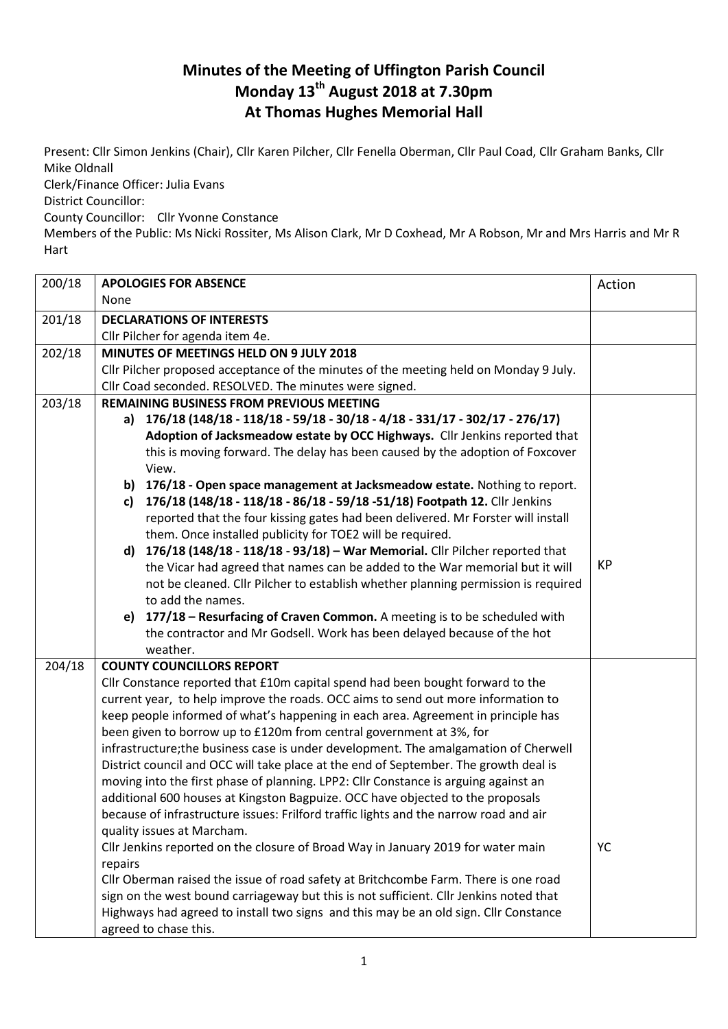# Minutes of the Meeting of Uffington Parish Council
# Monday 13th August 2018 at 7.30pm
# At Thomas Hughes Memorial Hall

Present: Cllr Simon Jenkins (Chair), Cllr Karen Pilcher, Cllr Fenella Oberman, Cllr Paul Coad, Cllr Graham Banks, Cllr Mike Oldnall

Clerk/Finance Officer: Julia Evans

District Councillor:

County Councillor: Cllr Yvonne Constance

Members of the Public: Ms Nicki Rossiter, Ms Alison Clark, Mr D Coxhead, Mr A Robson, Mr and Mrs Harris and Mr R Hart

| | | Action |
|---|---|---|
| 200/18 | **APOLOGIES FOR ABSENCE**<br>None | |
| 201/18 | **DECLARATIONS OF INTERESTS**<br>Cllr Pilcher for agenda item 4e. | |
| 202/18 | **MINUTES OF MEETINGS HELD ON 9 JULY 2018**<br>Cllr Pilcher proposed acceptance of the minutes of the meeting held on Monday 9 July. Cllr Coad seconded. RESOLVED. The minutes were signed. | |
| 203/18 | **REMAINING BUSINESS FROM PREVIOUS MEETING**<br>a) **176/18 (148/18 - 118/18 - 59/18 - 30/18 - 4/18 - 331/17 - 302/17 - 276/17) Adoption of Jacksmeadow estate by OCC Highways.** Cllr Jenkins reported that this is moving forward. The delay has been caused by the adoption of Foxcover View.<br>b) **176/18 - Open space management at Jacksmeadow estate.** Nothing to report.<br>c) **176/18 (148/18 - 118/18 - 86/18 - 59/18 -51/18) Footpath 12.** Cllr Jenkins reported that the four kissing gates had been delivered. Mr Forster will install them. Once installed publicity for TOE2 will be required.<br>d) **176/18 (148/18 - 118/18 - 93/18) – War Memorial.** Cllr Pilcher reported that the Vicar had agreed that names can be added to the War memorial but it will not be cleaned. Cllr Pilcher to establish whether planning permission is required to add the names.<br>e) **177/18 – Resurfacing of Craven Common.** A meeting is to be scheduled with the contractor and Mr Godsell. Work has been delayed because of the hot weather. | KP |
| 204/18 | **COUNTY COUNCILLORS REPORT**<br>Cllr Constance reported that £10m capital spend had been bought forward to the current year, to help improve the roads. OCC aims to send out more information to keep people informed of what's happening in each area. Agreement in principle has been given to borrow up to £120m from central government at 3%, for infrastructure;the business case is under development. The amalgamation of Cherwell District council and OCC will take place at the end of September. The growth deal is moving into the first phase of planning. LPP2: Cllr Constance is arguing against an additional 600 houses at Kingston Bagpuize. OCC have objected to the proposals because of infrastructure issues: Frilford traffic lights and the narrow road and air quality issues at Marcham.<br>Cllr Jenkins reported on the closure of Broad Way in January 2019 for water main repairs<br>Cllr Oberman raised the issue of road safety at Britchcombe Farm. There is one road sign on the west bound carriageway but this is not sufficient. Cllr Jenkins noted that Highways had agreed to install two signs and this may be an old sign. Cllr Constance agreed to chase this. | YC |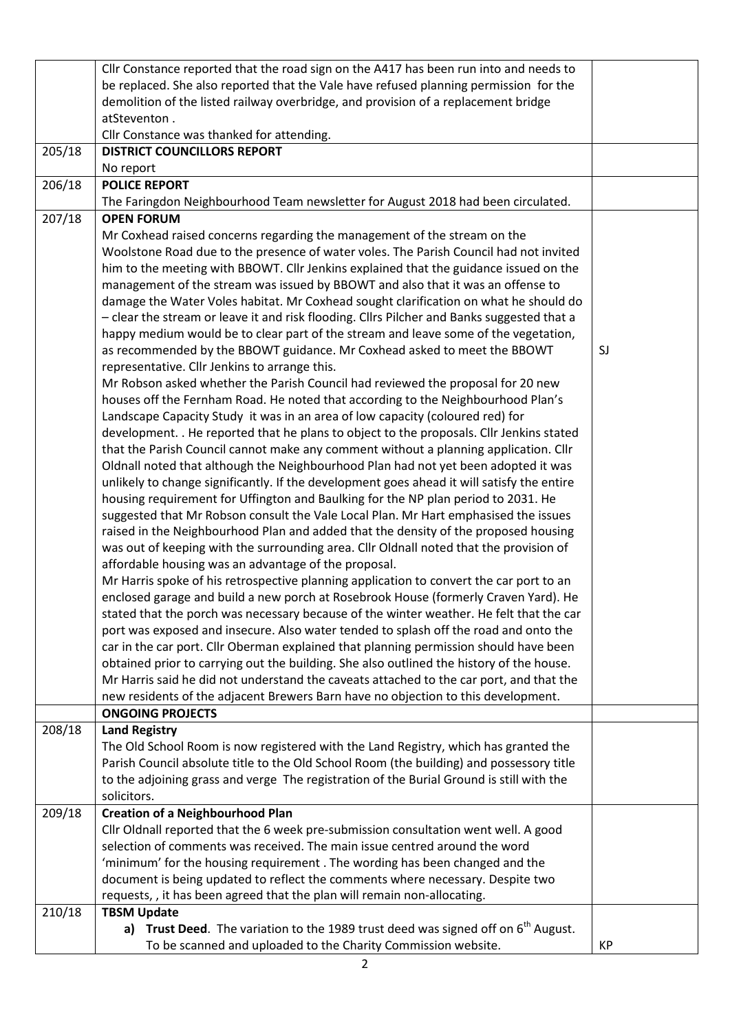| | | |
|---|---|---|
| | Cllr Constance reported that the road sign on the A417 has been run into and needs to be replaced. She also reported that the Vale have refused planning permission for the demolition of the listed railway overbridge, and provision of a replacement bridge atSteventon .<br>Cllr Constance was thanked for attending. | |
| 205/18 | **DISTRICT COUNCILLORS REPORT**<br>No report | |
| 206/18 | **POLICE REPORT**<br>The Faringdon Neighbourhood Team newsletter for August 2018 had been circulated. | |
| 207/18 | **OPEN FORUM**<br>Mr Coxhead raised concerns regarding the management of the stream on the Woolstone Road due to the presence of water voles. The Parish Council had not invited him to the meeting with BBOWT. Cllr Jenkins explained that the guidance issued on the management of the stream was issued by BBOWT and also that it was an offense to damage the Water Voles habitat. Mr Coxhead sought clarification on what he should do – clear the stream or leave it and risk flooding. Cllrs Pilcher and Banks suggested that a happy medium would be to clear part of the stream and leave some of the vegetation, as recommended by the BBOWT guidance. Mr Coxhead asked to meet the BBOWT representative. Cllr Jenkins to arrange this.<br>Mr Robson asked whether the Parish Council had reviewed the proposal for 20 new houses off the Fernham Road. He noted that according to the Neighbourhood Plan's Landscape Capacity Study it was in an area of low capacity (coloured red) for development. . He reported that he plans to object to the proposals. Cllr Jenkins stated that the Parish Council cannot make any comment without a planning application. Cllr Oldnall noted that although the Neighbourhood Plan had not yet been adopted it was unlikely to change significantly. If the development goes ahead it will satisfy the entire housing requirement for Uffington and Baulking for the NP plan period to 2031. He suggested that Mr Robson consult the Vale Local Plan. Mr Hart emphasised the issues raised in the Neighbourhood Plan and added that the density of the proposed housing was out of keeping with the surrounding area. Cllr Oldnall noted that the provision of affordable housing was an advantage of the proposal.<br>Mr Harris spoke of his retrospective planning application to convert the car port to an enclosed garage and build a new porch at Rosebrook House (formerly Craven Yard). He stated that the porch was necessary because of the winter weather. He felt that the car port was exposed and insecure. Also water tended to splash off the road and onto the car in the car port. Cllr Oberman explained that planning permission should have been obtained prior to carrying out the building. She also outlined the history of the house. Mr Harris said he did not understand the caveats attached to the car port, and that the new residents of the adjacent Brewers Barn have no objection to this development. | SJ |
| | **ONGOING PROJECTS** | |
| 208/18 | **Land Registry**<br>The Old School Room is now registered with the Land Registry, which has granted the Parish Council absolute title to the Old School Room (the building) and possessory title to the adjoining grass and verge The registration of the Burial Ground is still with the solicitors. | |
| 209/18 | **Creation of a Neighbourhood Plan**<br>Cllr Oldnall reported that the 6 week pre-submission consultation went well. A good selection of comments was received. The main issue centred around the word 'minimum' for the housing requirement . The wording has been changed and the document is being updated to reflect the comments where necessary. Despite two requests, , it has been agreed that the plan will remain non-allocating. | |
| 210/18 | **TBSM Update**<br>a) **Trust Deed**. The variation to the 1989 trust deed was signed off on 6th August. To be scanned and uploaded to the Charity Commission website. | KP |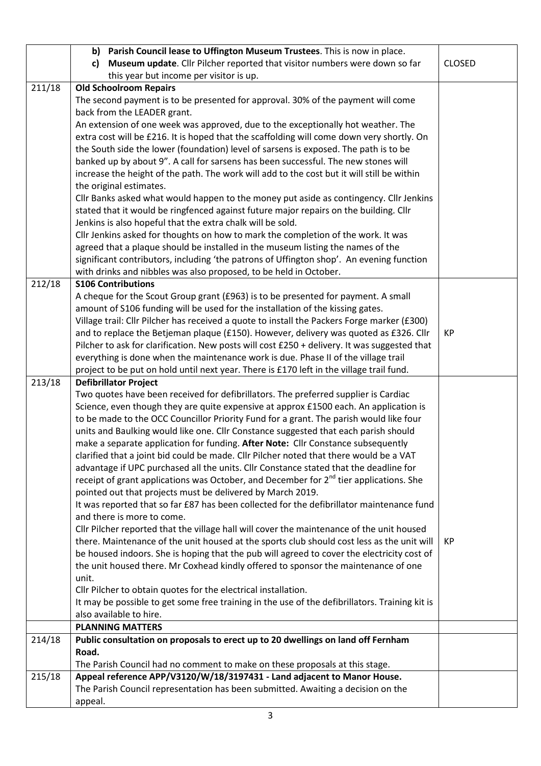| | | |
|---|---|---|
| | **b) Parish Council lease to Uffington Museum Trustees**. This is now in place.<br>**c) Museum update**. Cllr Pilcher reported that visitor numbers were down so far this year but income per visitor is up. | CLOSED |
| 211/18 | **Old Schoolroom Repairs**<br>The second payment is to be presented for approval. 30% of the payment will come back from the LEADER grant.<br>An extension of one week was approved, due to the exceptionally hot weather. The extra cost will be £216. It is hoped that the scaffolding will come down very shortly. On the South side the lower (foundation) level of sarsens is exposed. The path is to be banked up by about 9". A call for sarsens has been successful. The new stones will increase the height of the path. The work will add to the cost but it will still be within the original estimates.<br>Cllr Banks asked what would happen to the money put aside as contingency. Cllr Jenkins stated that it would be ringfenced against future major repairs on the building. Cllr Jenkins is also hopeful that the extra chalk will be sold.<br>Cllr Jenkins asked for thoughts on how to mark the completion of the work. It was agreed that a plaque should be installed in the museum listing the names of the significant contributors, including 'the patrons of Uffington shop'. An evening function with drinks and nibbles was also proposed, to be held in October. | |
| 212/18 | **S106 Contributions**<br>A cheque for the Scout Group grant (£963) is to be presented for payment. A small amount of S106 funding will be used for the installation of the kissing gates.<br>Village trail: Cllr Pilcher has received a quote to install the Packers Forge marker (£300) and to replace the Betjeman plaque (£150). However, delivery was quoted as £326. Cllr Pilcher to ask for clarification. New posts will cost £250 + delivery. It was suggested that everything is done when the maintenance work is due. Phase II of the village trail project to be put on hold until next year. There is £170 left in the village trail fund. | KP |
| 213/18 | **Defibrillator Project**<br>Two quotes have been received for defibrillators. The preferred supplier is Cardiac Science, even though they are quite expensive at approx £1500 each. An application is to be made to the OCC Councillor Priority Fund for a grant. The parish would like four units and Baulking would like one. Cllr Constance suggested that each parish should make a separate application for funding. **After Note:** Cllr Constance subsequently clarified that a joint bid could be made. Cllr Pilcher noted that there would be a VAT advantage if UPC purchased all the units. Cllr Constance stated that the deadline for receipt of grant applications was October, and December for 2nd tier applications. She pointed out that projects must be delivered by March 2019.<br>It was reported that so far £87 has been collected for the defibrillator maintenance fund and there is more to come.<br>Cllr Pilcher reported that the village hall will cover the maintenance of the unit housed there. Maintenance of the unit housed at the sports club should cost less as the unit will be housed indoors. She is hoping that the pub will agreed to cover the electricity cost of the unit housed there. Mr Coxhead kindly offered to sponsor the maintenance of one unit.<br>Cllr Pilcher to obtain quotes for the electrical installation.<br>It may be possible to get some free training in the use of the defibrillators. Training kit is also available to hire. | KP |
| | **PLANNING MATTERS** | |
| 214/18 | **Public consultation on proposals to erect up to 20 dwellings on land off Fernham Road.**<br>The Parish Council had no comment to make on these proposals at this stage. | |
| 215/18 | **Appeal reference APP/V3120/W/18/3197431 - Land adjacent to Manor House.**<br>The Parish Council representation has been submitted. Awaiting a decision on the appeal. | |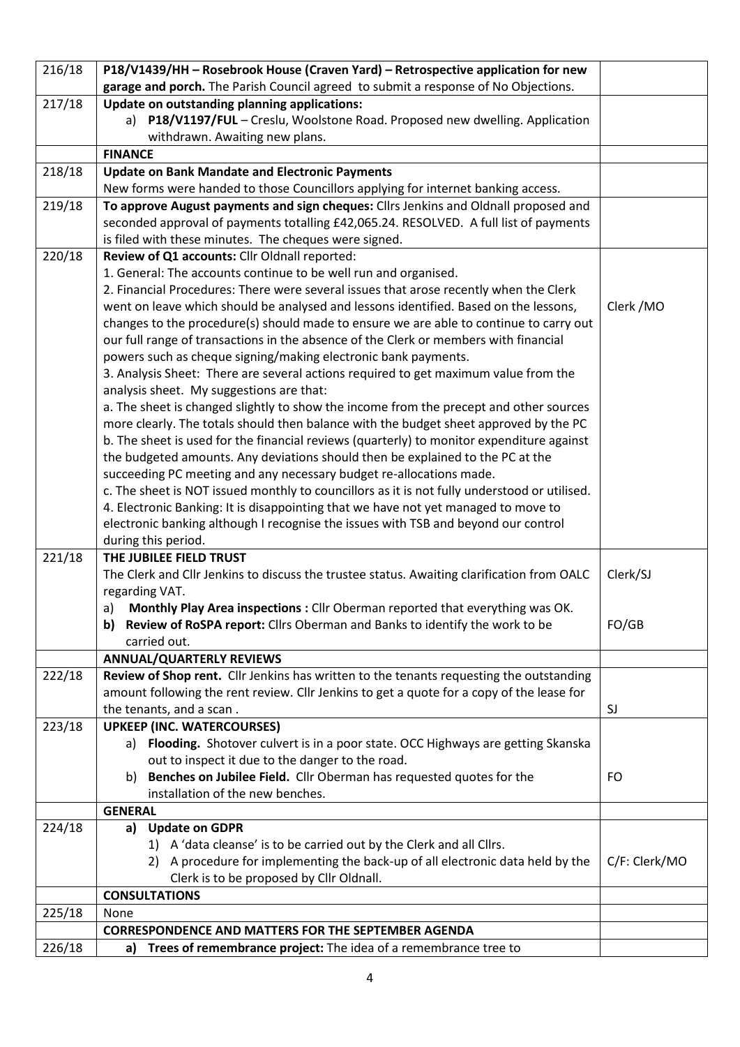| | | |
|---|---|---|
| 216/18 | **P18/V1439/HH – Rosebrook House (Craven Yard) – Retrospective application for new garage and porch.** The Parish Council agreed to submit a response of No Objections. | |
| 217/18 | **Update on outstanding planning applications:**<br>a) **P18/V1197/FUL** – Creslu, Woolstone Road. Proposed new dwelling. Application withdrawn. Awaiting new plans. | |
| | **FINANCE** | |
| 218/18 | **Update on Bank Mandate and Electronic Payments**<br>New forms were handed to those Councillors applying for internet banking access. | |
| 219/18 | **To approve August payments and sign cheques:** Cllrs Jenkins and Oldnall proposed and seconded approval of payments totalling £42,065.24. RESOLVED. A full list of payments is filed with these minutes. The cheques were signed. | |
| 220/18 | **Review of Q1 accounts:** Cllr Oldnall reported:<br>1. General: The accounts continue to be well run and organised.<br>2. Financial Procedures: There were several issues that arose recently when the Clerk went on leave which should be analysed and lessons identified. Based on the lessons, changes to the procedure(s) should made to ensure we are able to continue to carry out our full range of transactions in the absence of the Clerk or members with financial powers such as cheque signing/making electronic bank payments.<br>3. Analysis Sheet: There are several actions required to get maximum value from the analysis sheet. My suggestions are that:<br>a. The sheet is changed slightly to show the income from the precept and other sources more clearly. The totals should then balance with the budget sheet approved by the PC<br>b. The sheet is used for the financial reviews (quarterly) to monitor expenditure against the budgeted amounts. Any deviations should then be explained to the PC at the succeeding PC meeting and any necessary budget re-allocations made.<br>c. The sheet is NOT issued monthly to councillors as it is not fully understood or utilised.<br>4. Electronic Banking: It is disappointing that we have not yet managed to move to electronic banking although I recognise the issues with TSB and beyond our control during this period. | Clerk /MO |
| 221/18 | **THE JUBILEE FIELD TRUST**<br>The Clerk and Cllr Jenkins to discuss the trustee status. Awaiting clarification from OALC regarding VAT.<br>a) **Monthly Play Area inspections :** Cllr Oberman reported that everything was OK.<br>b) **Review of RoSPA report:** Cllrs Oberman and Banks to identify the work to be carried out. | Clerk/SJ<br><br>FO/GB |
| | **ANNUAL/QUARTERLY REVIEWS** | |
| 222/18 | **Review of Shop rent.** Cllr Jenkins has written to the tenants requesting the outstanding amount following the rent review. Cllr Jenkins to get a quote for a copy of the lease for the tenants, and a scan . | SJ |
| 223/18 | **UPKEEP (INC. WATERCOURSES)**<br>a) **Flooding.** Shotover culvert is in a poor state. OCC Highways are getting Skanska out to inspect it due to the danger to the road.<br>b) **Benches on Jubilee Field.** Cllr Oberman has requested quotes for the installation of the new benches. | <br><br>FO |
| | **GENERAL** | |
| 224/18 | a) **Update on GDPR**<br>1) A 'data cleanse' is to be carried out by the Clerk and all Cllrs.<br>2) A procedure for implementing the back-up of all electronic data held by the Clerk is to be proposed by Cllr Oldnall. | C/F: Clerk/MO |
| | **CONSULTATIONS** | |
| 225/18 | None | |
| | **CORRESPONDENCE AND MATTERS FOR THE SEPTEMBER AGENDA** | |
| 226/18 | a) **Trees of remembrance project:** The idea of a remembrance tree to | |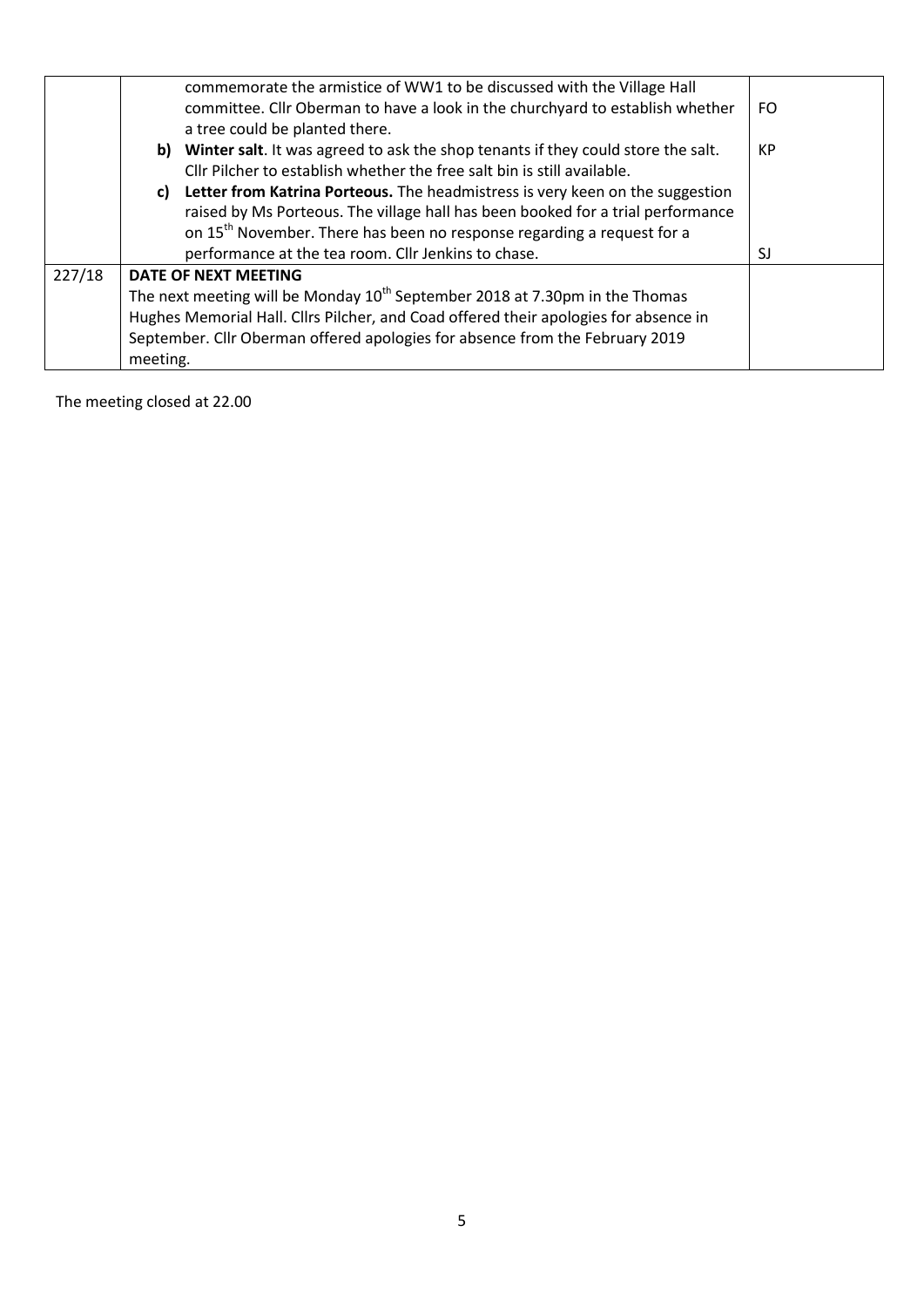| | | |
|---|---|---|
| | commemorate the armistice of WW1 to be discussed with the Village Hall committee. Cllr Oberman to have a look in the churchyard to establish whether a tree could be planted there. | FO |
| | **b) Winter salt**. It was agreed to ask the shop tenants if they could store the salt. Cllr Pilcher to establish whether the free salt bin is still available. | KP |
| | **c) Letter from Katrina Porteous.** The headmistress is very keen on the suggestion raised by Ms Porteous. The village hall has been booked for a trial performance on 15th November. There has been no response regarding a request for a performance at the tea room. Cllr Jenkins to chase. | SJ |
| 227/18 | **DATE OF NEXT MEETING**<br>The next meeting will be Monday 10th September 2018 at 7.30pm in the Thomas Hughes Memorial Hall. Cllrs Pilcher, and Coad offered their apologies for absence in September. Cllr Oberman offered apologies for absence from the February 2019 meeting. | |

The meeting closed at 22.00